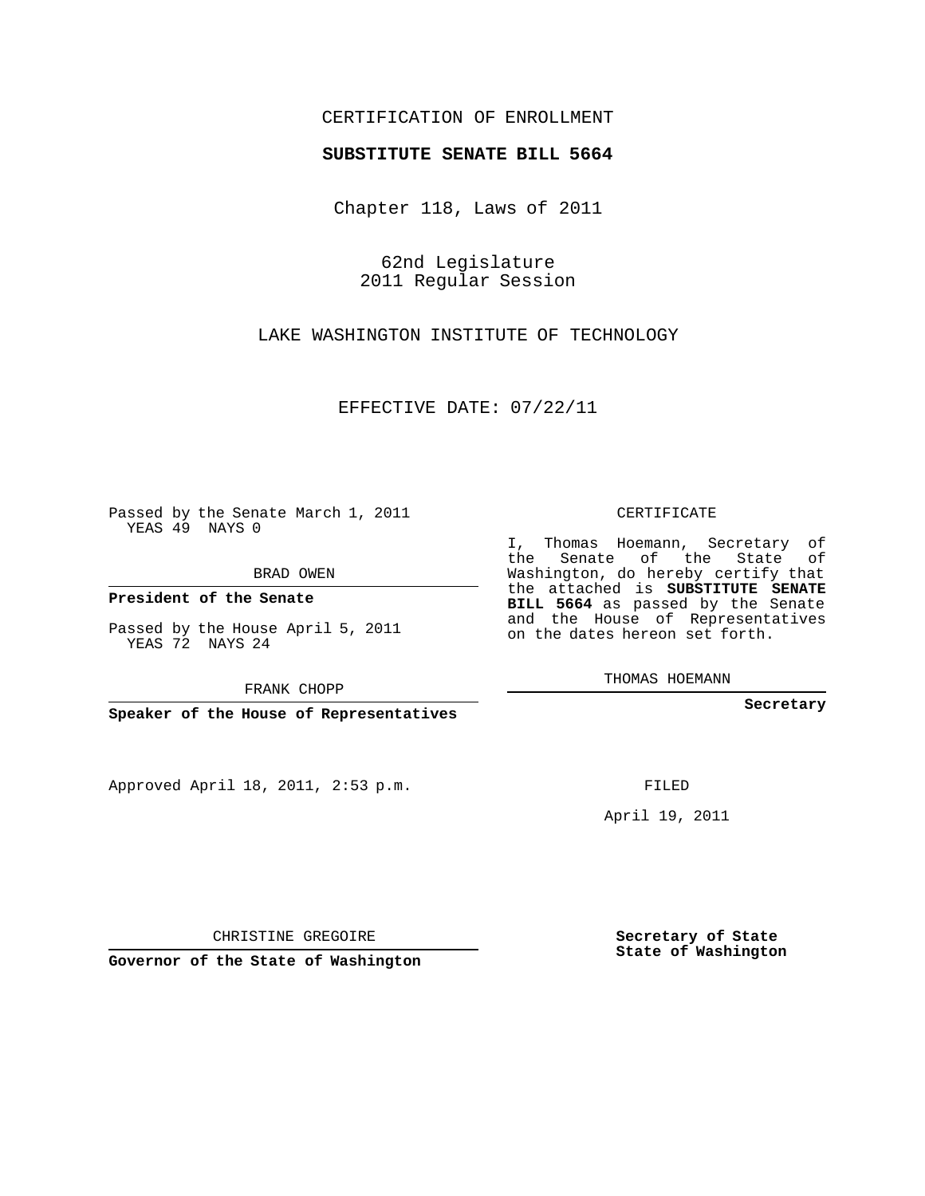CERTIFICATION OF ENROLLMENT

**SUBSTITUTE SENATE BILL 5664**

Chapter 118, Laws of 2011

62nd Legislature
2011 Regular Session

LAKE WASHINGTON INSTITUTE OF TECHNOLOGY

EFFECTIVE DATE: 07/22/11

Passed by the Senate March 1, 2011
YEAS 49 NAYS 0

BRAD OWEN

**President of the Senate**

Passed by the House April 5, 2011
YEAS 72 NAYS 24

FRANK CHOPP

**Speaker of the House of Representatives**

CERTIFICATE

I, Thomas Hoemann, Secretary of the Senate of the State of Washington, do hereby certify that the attached is **SUBSTITUTE SENATE BILL 5664** as passed by the Senate and the House of Representatives on the dates hereon set forth.

THOMAS HOEMANN

**Secretary**

Approved April 18, 2011, 2:53 p.m.

FILED

April 19, 2011

CHRISTINE GREGOIRE

**Governor of the State of Washington**

**Secretary of State**
**State of Washington**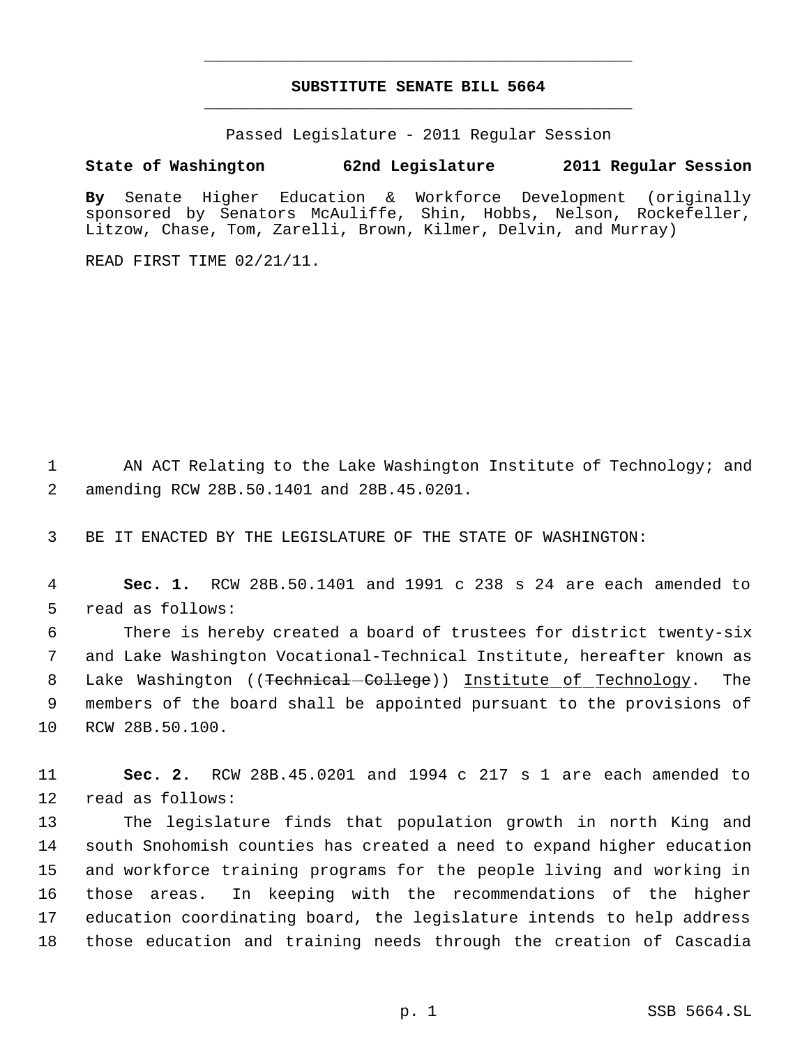# SUBSTITUTE SENATE BILL 5664

Passed Legislature - 2011 Regular Session

**State of Washington 62nd Legislature 2011 Regular Session**

**By** Senate Higher Education & Workforce Development (originally sponsored by Senators McAuliffe, Shin, Hobbs, Nelson, Rockefeller, Litzow, Chase, Tom, Zarelli, Brown, Kilmer, Delvin, and Murray)

READ FIRST TIME 02/21/11.

1 AN ACT Relating to the Lake Washington Institute of Technology; and
2 amending RCW 28B.50.1401 and 28B.45.0201.

3 BE IT ENACTED BY THE LEGISLATURE OF THE STATE OF WASHINGTON:

4 **Sec. 1.** RCW 28B.50.1401 and 1991 c 238 s 24 are each amended to
5 read as follows:

6 There is hereby created a board of trustees for district twenty-six
7 and Lake Washington Vocational-Technical Institute, hereafter known as
8 Lake Washington ((~~Technical College~~)) Institute of Technology. The
9 members of the board shall be appointed pursuant to the provisions of
10 RCW 28B.50.100.

11 **Sec. 2.** RCW 28B.45.0201 and 1994 c 217 s 1 are each amended to
12 read as follows:

13 The legislature finds that population growth in north King and
14 south Snohomish counties has created a need to expand higher education
15 and workforce training programs for the people living and working in
16 those areas. In keeping with the recommendations of the higher
17 education coordinating board, the legislature intends to help address
18 those education and training needs through the creation of Cascadia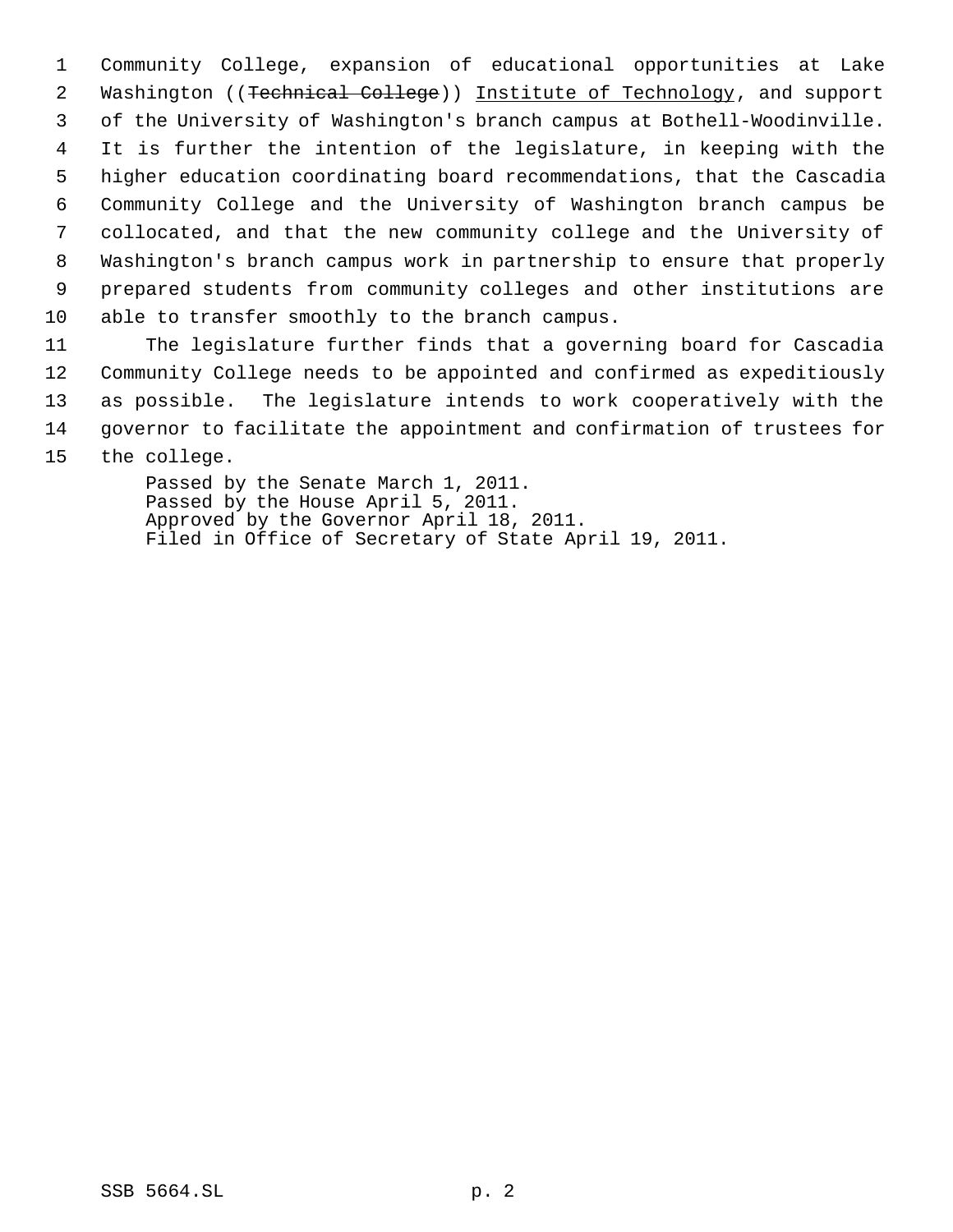Community College, expansion of educational opportunities at Lake Washington ((~~Technical College~~)) Institute of Technology, and support of the University of Washington's branch campus at Bothell-Woodinville. It is further the intention of the legislature, in keeping with the higher education coordinating board recommendations, that the Cascadia Community College and the University of Washington branch campus be collocated, and that the new community college and the University of Washington's branch campus work in partnership to ensure that properly prepared students from community colleges and other institutions are able to transfer smoothly to the branch campus.

The legislature further finds that a governing board for Cascadia Community College needs to be appointed and confirmed as expeditiously as possible. The legislature intends to work cooperatively with the governor to facilitate the appointment and confirmation of trustees for the college.

Passed by the Senate March 1, 2011.
Passed by the House April 5, 2011.
Approved by the Governor April 18, 2011.
Filed in Office of Secretary of State April 19, 2011.